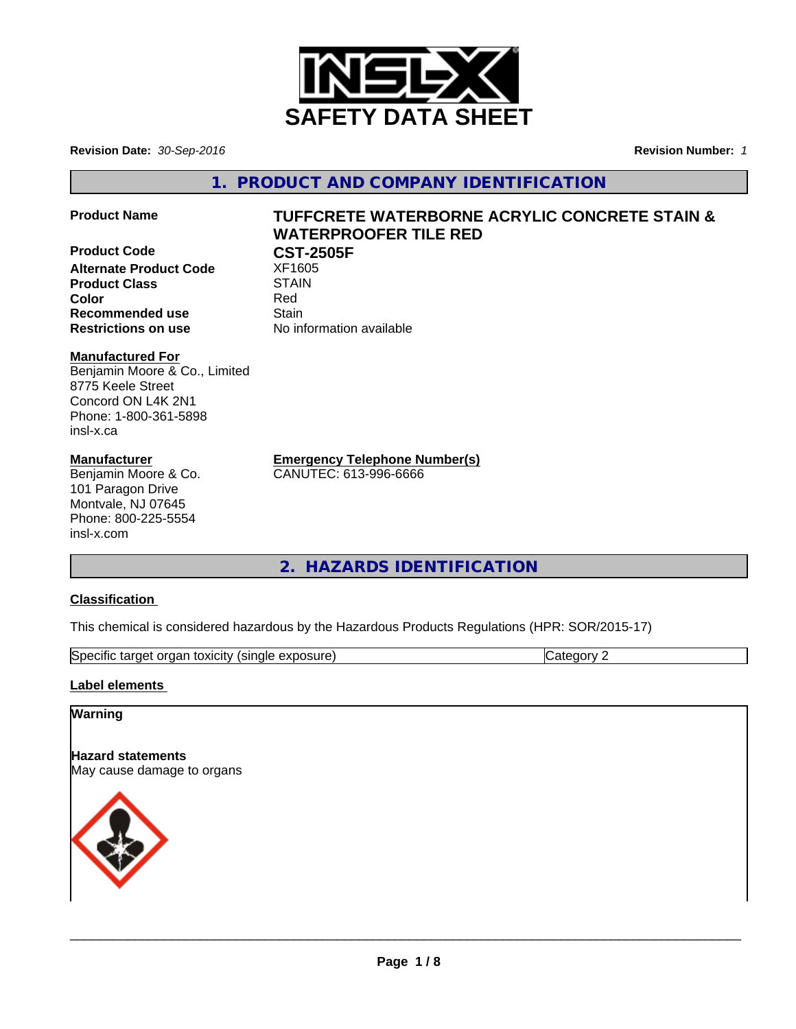# SAFETY DATA SHEET

**Revision Date:** *30-Sep-2016*

**Revision Number:** *1*

## 1. PRODUCT AND COMPANY IDENTIFICATION

| | |
|---|---|
| **Product Name** | **TUFFCRETE WATERBORNE ACRYLIC CONCRETE STAIN & WATERPROOFER TILE RED** |
| **Product Code** | **CST-2505F** |
| **Alternate Product Code** | XF1605 |
| **Product Class** | STAIN |
| **Color** | Red |
| **Recommended use** | Stain |
| **Restrictions on use** | No information available |

**Manufactured For**
Benjamin Moore & Co., Limited
8775 Keele Street
Concord ON L4K 2N1
Phone: 1-800-361-5898
insl-x.ca

**Manufacturer**
Benjamin Moore & Co.
101 Paragon Drive
Montvale, NJ 07645
Phone: 800-225-5554
insl-x.com

**Emergency Telephone Number(s)**
CANUTEC: 613-996-6666

## 2. HAZARDS IDENTIFICATION

**Classification**

This chemical is considered hazardous by the Hazardous Products Regulations (HPR: SOR/2015-17)

| | |
|---|---|
| Specific target organ toxicity (single exposure) | Category 2 |

**Label elements**

**Warning**

**Hazard statements**
May cause damage to organs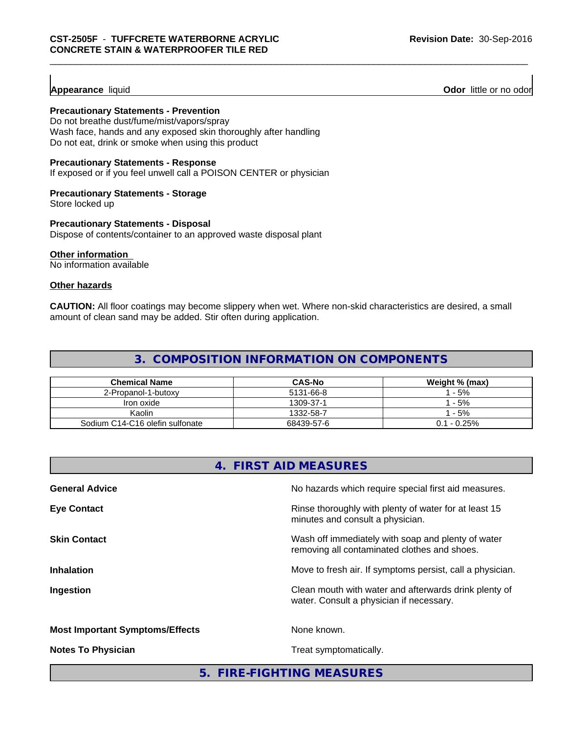**Appearance** liquid

**Odor** little or no odor

**Precautionary Statements - Prevention**

Do not breathe dust/fume/mist/vapors/spray
Wash face, hands and any exposed skin thoroughly after handling
Do not eat, drink or smoke when using this product

**Precautionary Statements - Response**

If exposed or if you feel unwell call a POISON CENTER or physician

**Precautionary Statements - Storage**

Store locked up

**Precautionary Statements - Disposal**

Dispose of contents/container to an approved waste disposal plant

**Other information**

No information available

**Other hazards**

**CAUTION:** All floor coatings may become slippery when wet. Where non-skid characteristics are desired, a small amount of clean sand may be added. Stir often during application.

## 3. COMPOSITION INFORMATION ON COMPONENTS

| Chemical Name | CAS-No | Weight % (max) |
|---|---|---|
| 2-Propanol-1-butoxy | 5131-66-8 | 1 - 5% |
| Iron oxide | 1309-37-1 | 1 - 5% |
| Kaolin | 1332-58-7 | 1 - 5% |
| Sodium C14-C16 olefin sulfonate | 68439-57-6 | 0.1 - 0.25% |

## 4. FIRST AID MEASURES

**General Advice** No hazards which require special first aid measures.

**Eye Contact** Rinse thoroughly with plenty of water for at least 15 minutes and consult a physician.

**Skin Contact** Wash off immediately with soap and plenty of water removing all contaminated clothes and shoes.

**Inhalation** Move to fresh air. If symptoms persist, call a physician.

**Ingestion** Clean mouth with water and afterwards drink plenty of water. Consult a physician if necessary.

**Most Important Symptoms/Effects** None known.

**Notes To Physician** Treat symptomatically.

## 5. FIRE-FIGHTING MEASURES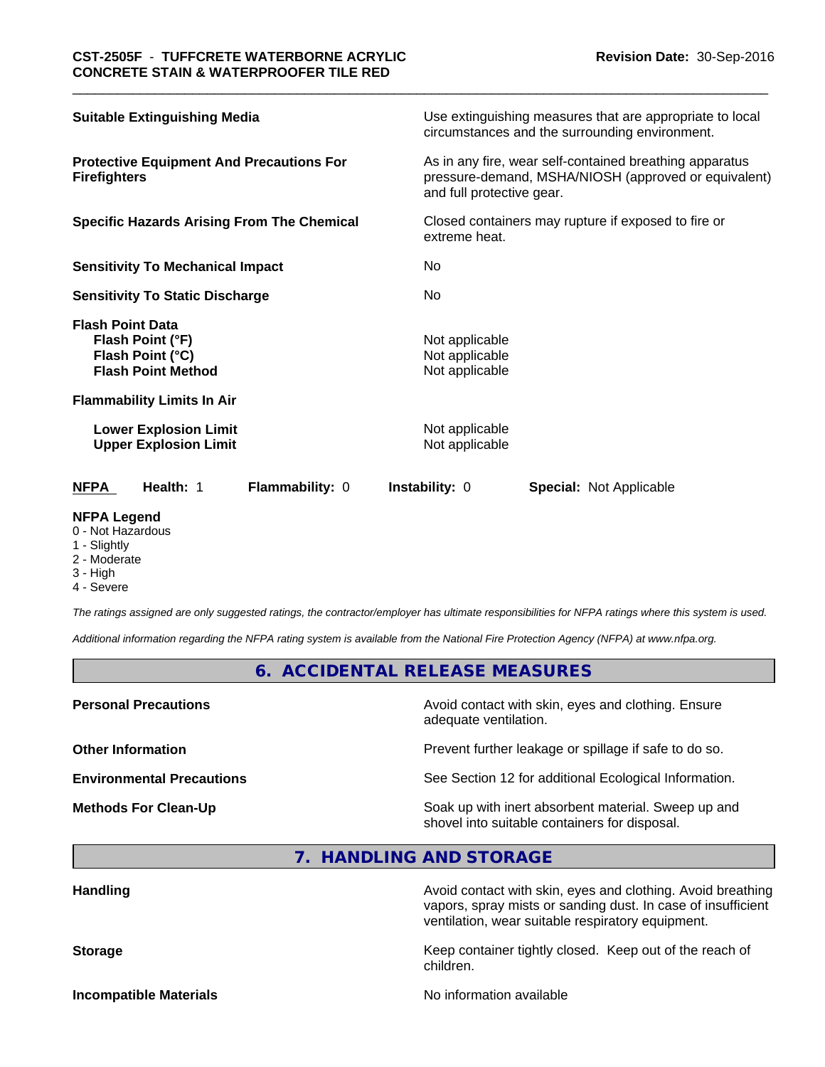| | |
|---|---|
| **Suitable Extinguishing Media** | Use extinguishing measures that are appropriate to local circumstances and the surrounding environment. |
| **Protective Equipment And Precautions For Firefighters** | As in any fire, wear self-contained breathing apparatus pressure-demand, MSHA/NIOSH (approved or equivalent) and full protective gear. |
| **Specific Hazards Arising From The Chemical** | Closed containers may rupture if exposed to fire or extreme heat. |
| **Sensitivity To Mechanical Impact** | No |
| **Sensitivity To Static Discharge** | No |

**Flash Point Data**

| | |
|---|---|
| **Flash Point (°F)** | Not applicable |
| **Flash Point (°C)** | Not applicable |
| **Flash Point Method** | Not applicable |

**Flammability Limits In Air**

| | |
|---|---|
| **Lower Explosion Limit** | Not applicable |
| **Upper Explosion Limit** | Not applicable |

**NFPA** **Health:** 1 **Flammability:** 0 **Instability:** 0 **Special:** Not Applicable

**NFPA Legend**
0 - Not Hazardous
1 - Slightly
2 - Moderate
3 - High
4 - Severe

*The ratings assigned are only suggested ratings, the contractor/employer has ultimate responsibilities for NFPA ratings where this system is used.*

*Additional information regarding the NFPA rating system is available from the National Fire Protection Agency (NFPA) at www.nfpa.org.*

## 6. ACCIDENTAL RELEASE MEASURES

| | |
|---|---|
| **Personal Precautions** | Avoid contact with skin, eyes and clothing. Ensure adequate ventilation. |
| **Other Information** | Prevent further leakage or spillage if safe to do so. |
| **Environmental Precautions** | See Section 12 for additional Ecological Information. |
| **Methods For Clean-Up** | Soak up with inert absorbent material. Sweep up and shovel into suitable containers for disposal. |

## 7. HANDLING AND STORAGE

| | |
|---|---|
| **Handling** | Avoid contact with skin, eyes and clothing. Avoid breathing vapors, spray mists or sanding dust. In case of insufficient ventilation, wear suitable respiratory equipment. |
| **Storage** | Keep container tightly closed. Keep out of the reach of children. |
| **Incompatible Materials** | No information available |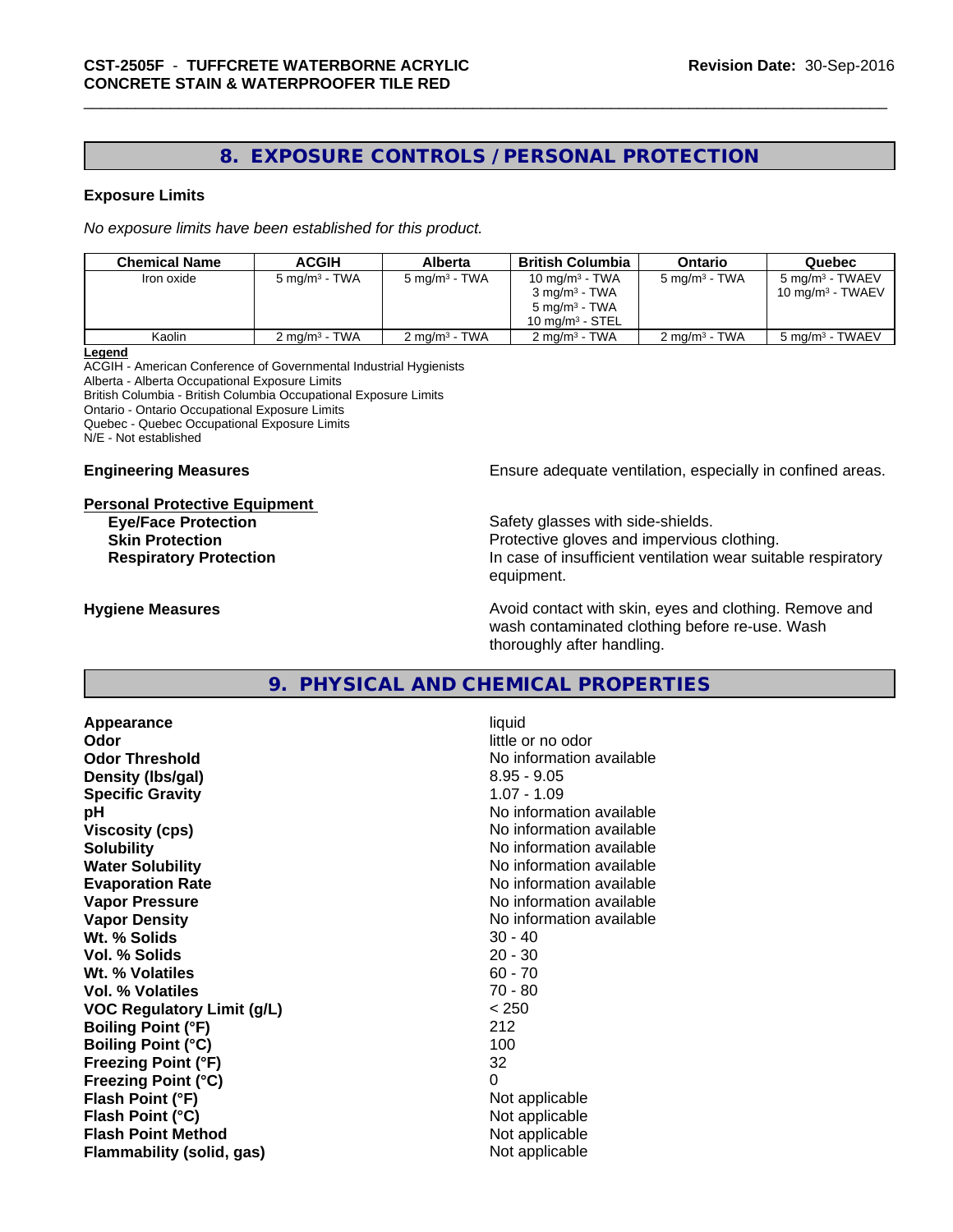## 8. EXPOSURE CONTROLS / PERSONAL PROTECTION

### Exposure Limits

*No exposure limits have been established for this product.*

| Chemical Name | ACGIH | Alberta | British Columbia | Ontario | Quebec |
|---|---|---|---|---|---|
| Iron oxide | 5 mg/m³ - TWA | 5 mg/m³ - TWA | 10 mg/m³ - TWA<br>3 mg/m³ - TWA<br>5 mg/m³ - TWA<br>10 mg/m³ - STEL | 5 mg/m³ - TWA | 5 mg/m³ - TWAEV<br>10 mg/m³ - TWAEV |
| Kaolin | 2 mg/m³ - TWA | 2 mg/m³ - TWA | 2 mg/m³ - TWA | 2 mg/m³ - TWA | 5 mg/m³ - TWAEV |

**Legend**

ACGIH - American Conference of Governmental Industrial Hygienists
Alberta - Alberta Occupational Exposure Limits
British Columbia - British Columbia Occupational Exposure Limits
Ontario - Ontario Occupational Exposure Limits
Quebec - Quebec Occupational Exposure Limits
N/E - Not established

**Engineering Measures** — Ensure adequate ventilation, especially in confined areas.

**Personal Protective Equipment**

**Eye/Face Protection** — Safety glasses with side-shields.
**Skin Protection** — Protective gloves and impervious clothing.
**Respiratory Protection** — In case of insufficient ventilation wear suitable respiratory equipment.

**Hygiene Measures** — Avoid contact with skin, eyes and clothing. Remove and wash contaminated clothing before re-use. Wash thoroughly after handling.

## 9. PHYSICAL AND CHEMICAL PROPERTIES

| Property | Value |
|---|---|
| **Appearance** | liquid |
| **Odor** | little or no odor |
| **Odor Threshold** | No information available |
| **Density (lbs/gal)** | 8.95 - 9.05 |
| **Specific Gravity** | 1.07 - 1.09 |
| **pH** | No information available |
| **Viscosity (cps)** | No information available |
| **Solubility** | No information available |
| **Water Solubility** | No information available |
| **Evaporation Rate** | No information available |
| **Vapor Pressure** | No information available |
| **Vapor Density** | No information available |
| **Wt. % Solids** | 30 - 40 |
| **Vol. % Solids** | 20 - 30 |
| **Wt. % Volatiles** | 60 - 70 |
| **Vol. % Volatiles** | 70 - 80 |
| **VOC Regulatory Limit (g/L)** | < 250 |
| **Boiling Point (°F)** | 212 |
| **Boiling Point (°C)** | 100 |
| **Freezing Point (°F)** | 32 |
| **Freezing Point (°C)** | 0 |
| **Flash Point (°F)** | Not applicable |
| **Flash Point (°C)** | Not applicable |
| **Flash Point Method** | Not applicable |
| **Flammability (solid, gas)** | Not applicable |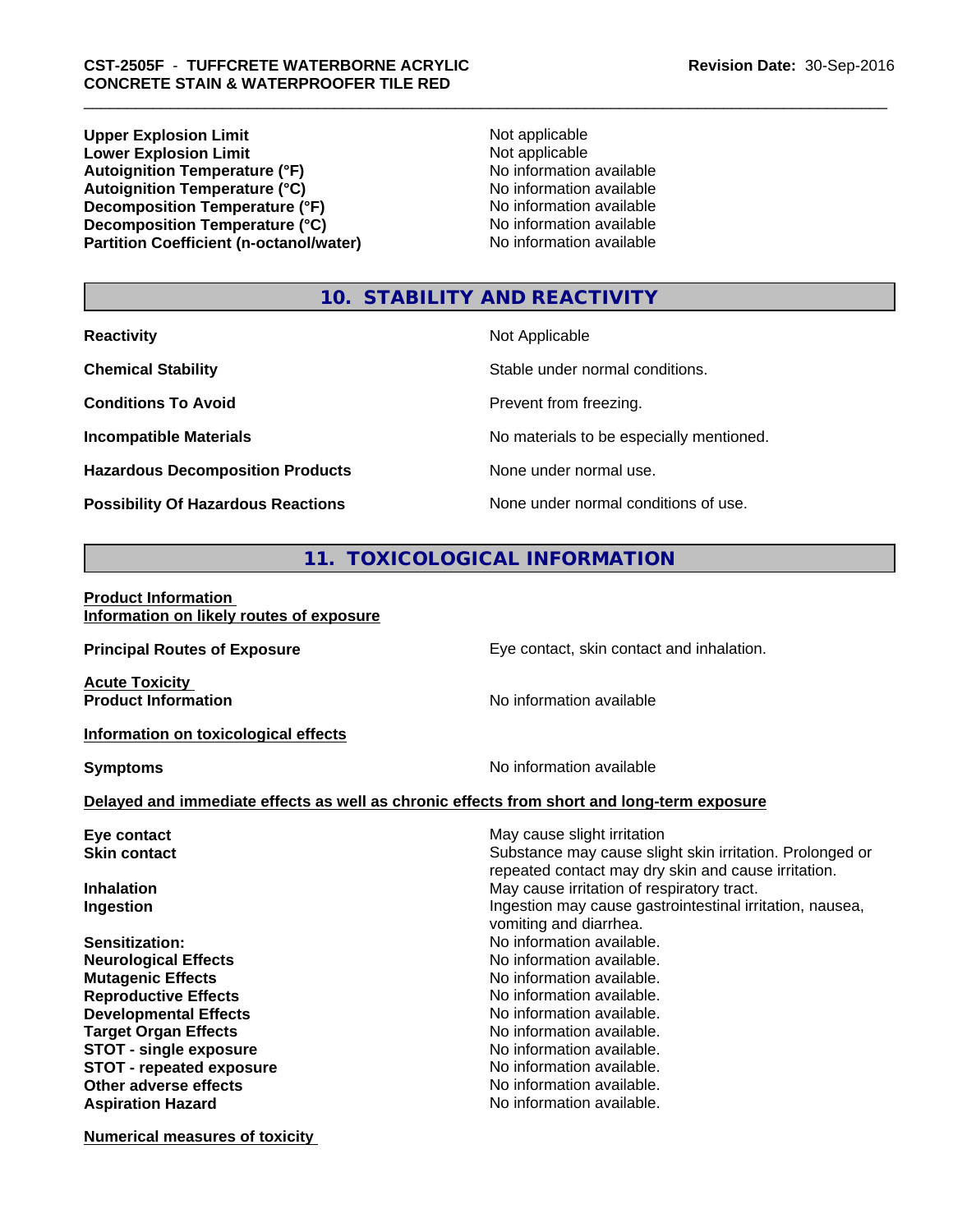| | |
|---|---|
| **Upper Explosion Limit** | Not applicable |
| **Lower Explosion Limit** | Not applicable |
| **Autoignition Temperature (°F)** | No information available |
| **Autoignition Temperature (°C)** | No information available |
| **Decomposition Temperature (°F)** | No information available |
| **Decomposition Temperature (°C)** | No information available |
| **Partition Coefficient (n-octanol/water)** | No information available |

## 10. STABILITY AND REACTIVITY

| | |
|---|---|
| **Reactivity** | Not Applicable |
| **Chemical Stability** | Stable under normal conditions. |
| **Conditions To Avoid** | Prevent from freezing. |
| **Incompatible Materials** | No materials to be especially mentioned. |
| **Hazardous Decomposition Products** | None under normal use. |
| **Possibility Of Hazardous Reactions** | None under normal conditions of use. |

## 11. TOXICOLOGICAL INFORMATION

**Product Information**
**Information on likely routes of exposure**

**Principal Routes of Exposure** — Eye contact, skin contact and inhalation.

**Acute Toxicity**
**Product Information** — No information available

**Information on toxicological effects**

**Symptoms** — No information available

**Delayed and immediate effects as well as chronic effects from short and long-term exposure**

| | |
|---|---|
| **Eye contact** | May cause slight irritation |
| **Skin contact** | Substance may cause slight skin irritation. Prolonged or repeated contact may dry skin and cause irritation. |
| **Inhalation** | May cause irritation of respiratory tract. |
| **Ingestion** | Ingestion may cause gastrointestinal irritation, nausea, vomiting and diarrhea. |
| **Sensitization:** | No information available. |
| **Neurological Effects** | No information available. |
| **Mutagenic Effects** | No information available. |
| **Reproductive Effects** | No information available. |
| **Developmental Effects** | No information available. |
| **Target Organ Effects** | No information available. |
| **STOT - single exposure** | No information available. |
| **STOT - repeated exposure** | No information available. |
| **Other adverse effects** | No information available. |
| **Aspiration Hazard** | No information available. |

**Numerical measures of toxicity**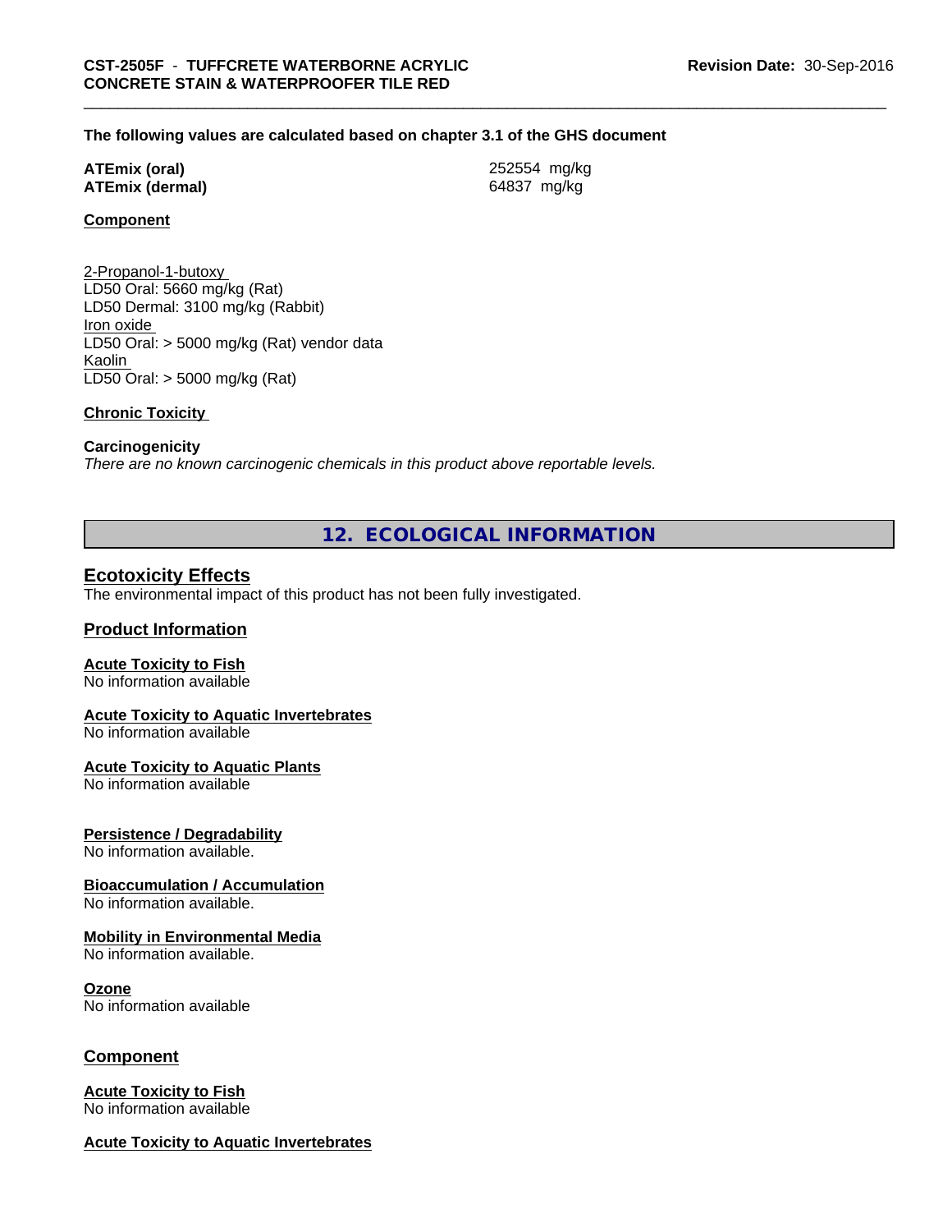**The following values are calculated based on chapter 3.1 of the GHS document**

| | |
|---|---|
| **ATEmix (oral)** | 252554 mg/kg |
| **ATEmix (dermal)** | 64837 mg/kg |

**Component**

2-Propanol-1-butoxy
LD50 Oral: 5660 mg/kg (Rat)
LD50 Dermal: 3100 mg/kg (Rabbit)
Iron oxide
LD50 Oral: > 5000 mg/kg (Rat) vendor data
Kaolin
LD50 Oral: > 5000 mg/kg (Rat)

**Chronic Toxicity**

**Carcinogenicity**
*There are no known carcinogenic chemicals in this product above reportable levels.*

## 12. ECOLOGICAL INFORMATION

### Ecotoxicity Effects
The environmental impact of this product has not been fully investigated.

### Product Information

**Acute Toxicity to Fish**
No information available

**Acute Toxicity to Aquatic Invertebrates**
No information available

**Acute Toxicity to Aquatic Plants**
No information available

**Persistence / Degradability**
No information available.

**Bioaccumulation / Accumulation**
No information available.

**Mobility in Environmental Media**
No information available.

**Ozone**
No information available

### Component

**Acute Toxicity to Fish**
No information available

**Acute Toxicity to Aquatic Invertebrates**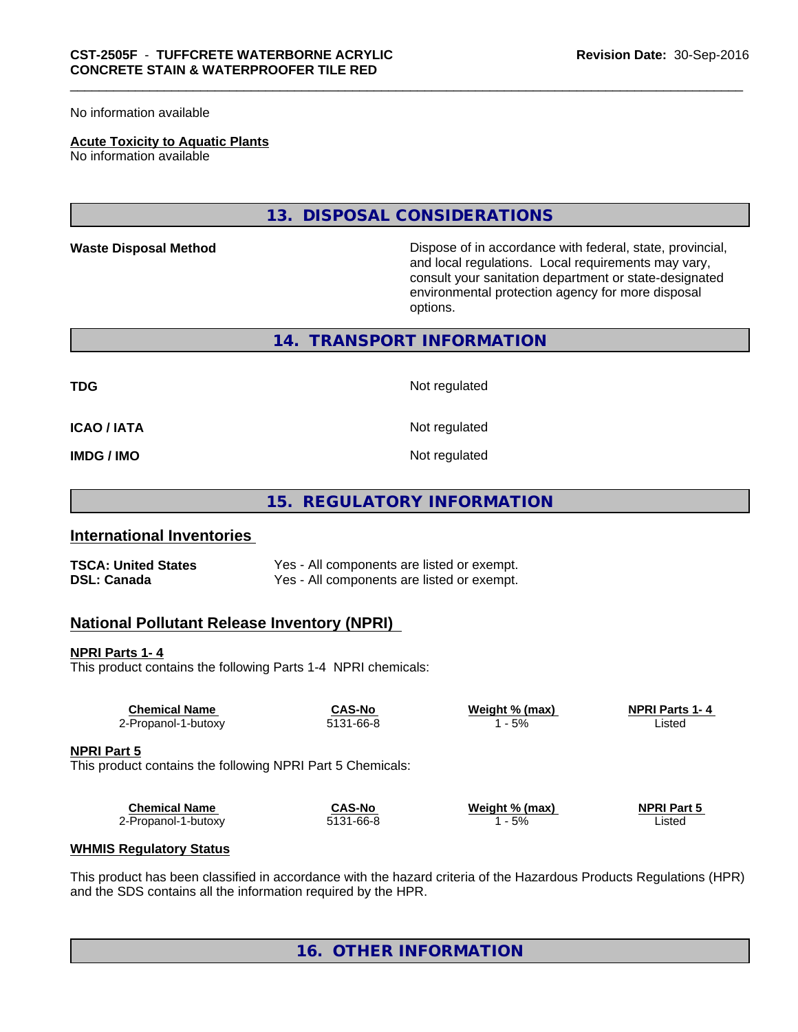No information available

**Acute Toxicity to Aquatic Plants**
No information available

## 13. DISPOSAL CONSIDERATIONS

**Waste Disposal Method** Dispose of in accordance with federal, state, provincial, and local regulations. Local requirements may vary, consult your sanitation department or state-designated environmental protection agency for more disposal options.

## 14. TRANSPORT INFORMATION

| | |
|---|---|
| **TDG** | Not regulated |
| **ICAO / IATA** | Not regulated |
| **IMDG / IMO** | Not regulated |

## 15. REGULATORY INFORMATION

### International Inventories

| | |
|---|---|
| **TSCA: United States** | Yes - All components are listed or exempt. |
| **DSL: Canada** | Yes - All components are listed or exempt. |

### National Pollutant Release Inventory (NPRI)

**NPRI Parts 1- 4**
This product contains the following Parts 1-4 NPRI chemicals:

| Chemical Name | CAS-No | Weight % (max) | NPRI Parts 1- 4 |
|---|---|---|---|
| 2-Propanol-1-butoxy | 5131-66-8 | 1 - 5% | Listed |

**NPRI Part 5**
This product contains the following NPRI Part 5 Chemicals:

| Chemical Name | CAS-No | Weight % (max) | NPRI Part 5 |
|---|---|---|---|
| 2-Propanol-1-butoxy | 5131-66-8 | 1 - 5% | Listed |

**WHMIS Regulatory Status**

This product has been classified in accordance with the hazard criteria of the Hazardous Products Regulations (HPR) and the SDS contains all the information required by the HPR.

## 16. OTHER INFORMATION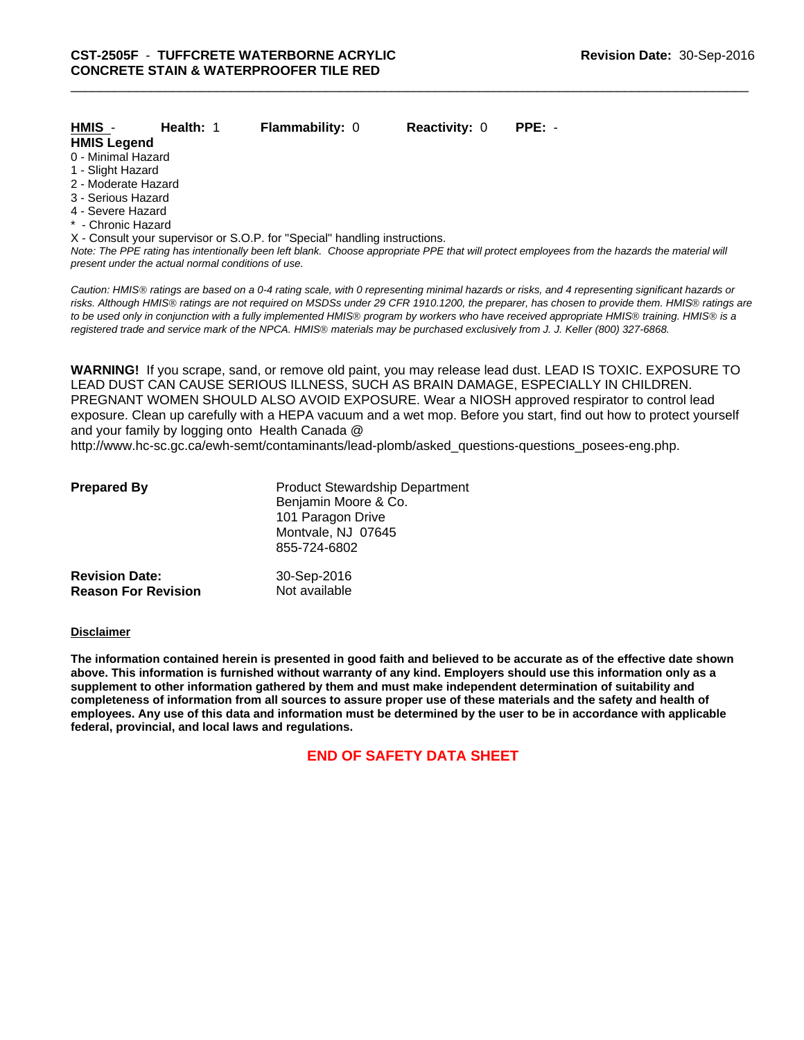**HMIS** - **Health:** 1 **Flammability:** 0 **Reactivity:** 0 **PPE:** -

**HMIS Legend**

0 - Minimal Hazard
1 - Slight Hazard
2 - Moderate Hazard
3 - Serious Hazard
4 - Severe Hazard
* - Chronic Hazard
X - Consult your supervisor or S.O.P. for "Special" handling instructions.

*Note: The PPE rating has intentionally been left blank. Choose appropriate PPE that will protect employees from the hazards the material will present under the actual normal conditions of use.*

*Caution: HMIS® ratings are based on a 0-4 rating scale, with 0 representing minimal hazards or risks, and 4 representing significant hazards or risks. Although HMIS® ratings are not required on MSDSs under 29 CFR 1910.1200, the preparer, has chosen to provide them. HMIS® ratings are to be used only in conjunction with a fully implemented HMIS® program by workers who have received appropriate HMIS® training. HMIS® is a registered trade and service mark of the NPCA. HMIS® materials may be purchased exclusively from J. J. Keller (800) 327-6868.*

**WARNING!** If you scrape, sand, or remove old paint, you may release lead dust. LEAD IS TOXIC. EXPOSURE TO LEAD DUST CAN CAUSE SERIOUS ILLNESS, SUCH AS BRAIN DAMAGE, ESPECIALLY IN CHILDREN. PREGNANT WOMEN SHOULD ALSO AVOID EXPOSURE. Wear a NIOSH approved respirator to control lead exposure. Clean up carefully with a HEPA vacuum and a wet mop. Before you start, find out how to protect yourself and your family by logging onto Health Canada @ http://www.hc-sc.gc.ca/ewh-semt/contaminants/lead-plomb/asked_questions-questions_posees-eng.php.

| | |
|---|---|
| **Prepared By** | Product Stewardship Department<br>Benjamin Moore & Co.<br>101 Paragon Drive<br>Montvale, NJ 07645<br>855-724-6802 |
| **Revision Date:** | 30-Sep-2016 |
| **Reason For Revision** | Not available |

**Disclaimer**

**The information contained herein is presented in good faith and believed to be accurate as of the effective date shown above. This information is furnished without warranty of any kind. Employers should use this information only as a supplement to other information gathered by them and must make independent determination of suitability and completeness of information from all sources to assure proper use of these materials and the safety and health of employees. Any use of this data and information must be determined by the user to be in accordance with applicable federal, provincial, and local laws and regulations.**

**END OF SAFETY DATA SHEET**